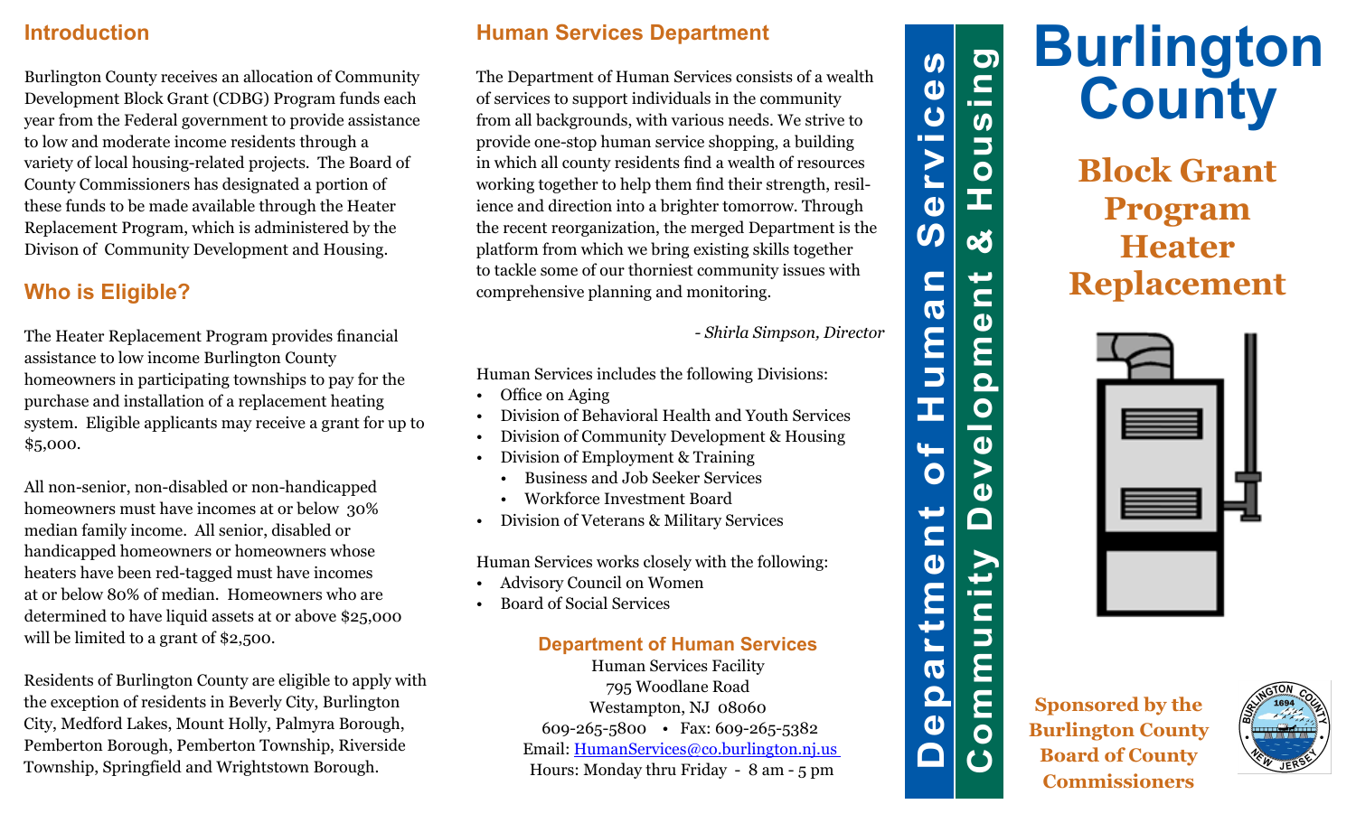## Introduction

Burlington County receives an allocation of Community Development Block Grant (CDBG) Program funds each year from the Federal government to provide assistance to low and moderate income residents through a variety of local housing-related projects. The Board of County Commissioners has designated a portion of these funds to be made available through the Heater Replacement Program, which is administered by the Divison of Community Development and Housing.

## Who is Eligible?

The Heater Replacement Program provides financial assistance to low income Burlington County homeowners in participating townships to pay for the purchase and installation of a replacement heating system. Eligible applicants may receive a grant for up to $5,000.

All non-senior, non-disabled or non-handicapped homeowners must have incomes at or below 30% median family income. All senior, disabled or handicapped homeowners or homeowners whose heaters have been red-tagged must have incomes at or below 80% of median. Homeowners who are determined to have liquid assets at or above $25,000 will be limited to a grant of $2,500.

Residents of Burlington County are eligible to apply with the exception of residents in Beverly City, Burlington City, Medford Lakes, Mount Holly, Palmyra Borough, Pemberton Borough, Pemberton Township, Riverside Township, Springfield and Wrightstown Borough.

## Human Services Department

The Department of Human Services consists of a wealth of services to support individuals in the community from all backgrounds, with various needs. We strive to provide one-stop human service shopping, a building in which all county residents find a wealth of resources working together to help them find their strength, resilience and direction into a brighter tomorrow. Through the recent reorganization, the merged Department is the platform from which we bring existing skills together to tackle some of our thorniest community issues with comprehensive planning and monitoring.

*- Shirla Simpson, Director*

Human Services includes the following Divisions:

- Office on Aging
- Division of Behavioral Health and Youth Services
- Division of Community Development & Housing
- Division of Employment & Training
  - Business and Job Seeker Services
  - Workforce Investment Board
- Division of Veterans & Military Services

Human Services works closely with the following:

- Advisory Council on Women
- Board of Social Services

### Department of Human Services

Human Services Facility
795 Woodlane Road
Westampton, NJ 08060
609-265-5800 • Fax: 609-265-5382
Email: HumanServices@co.burlington.nj.us
Hours: Monday thru Friday - 8 am - 5 pm

**Department of Human Services**

**Community Development & Housing**

# Burlington County

## Block Grant Program Heater Replacement

**Sponsored by the Burlington County Board of County Commissioners**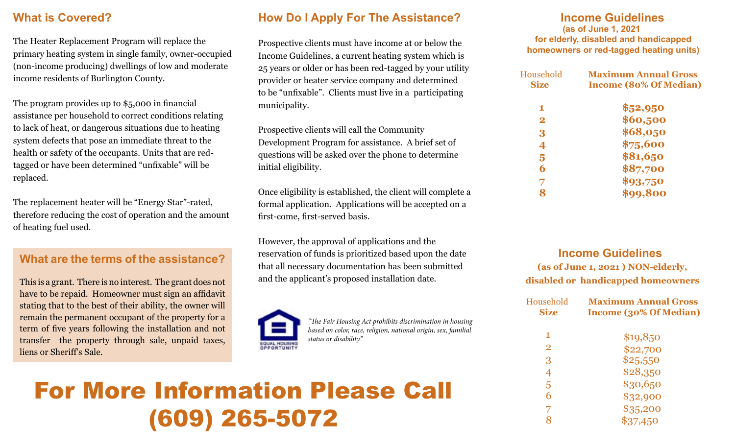## What is Covered?

The Heater Replacement Program will replace the primary heating system in single family, owner-occupied (non-income producing) dwellings of low and moderate income residents of Burlington County.

The program provides up to $5,000 in financial assistance per household to correct conditions relating to lack of heat, or dangerous situations due to heating system defects that pose an immediate threat to the health or safety of the occupants. Units that are red-tagged or have been determined “unfixable” will be replaced.

The replacement heater will be “Energy Star”-rated, therefore reducing the cost of operation and the amount of heating fuel used.

### What are the terms of the assistance?

This is a grant. There is no interest. The grant does not have to be repaid. Homeowner must sign an affidavit stating that to the best of their ability, the owner will remain the permanent occupant of the property for a term of five years following the installation and not transfer the property through sale, unpaid taxes, liens or Sheriff’s Sale.

## How Do I Apply For The Assistance?

Prospective clients must have income at or below the Income Guidelines, a current heating system which is 25 years or older or has been red-tagged by your utility provider or heater service company and determined to be “unfixable”. Clients must live in a participating municipality.

Prospective clients will call the Community Development Program for assistance. A brief set of questions will be asked over the phone to determine initial eligibility.

Once eligibility is established, the client will complete a formal application. Applications will be accepted on a first-come, first-served basis.

However, the approval of applications and the reservation of funds is prioritized based upon the date that all necessary documentation has been submitted and the applicant’s proposed installation date.

EQUAL HOUSING OPPORTUNITY

*“The Fair Housing Act prohibits discrimination in housing based on color, race, religion, national origin, sex, familial status or disability.”*

# For More Information Please Call (609) 265-5072

## Income Guidelines

**(as of June 1, 2021 for elderly, disabled and handicapped homeowners or red-tagged heating units)**

| Household Size | Maximum Annual Gross Income (80% Of Median) |
|---|---|
| 1 | $52,950 |
| 2 | $60,500 |
| 3 | $68,050 |
| 4 | $75,600 |
| 5 | $81,650 |
| 6 | $87,700 |
| 7 | $93,750 |
| 8 | $99,800 |

## Income Guidelines

**(as of June 1, 2021 ) NON-elderly, disabled or handicapped homeowners**

| Household Size | Maximum Annual Gross Income (30% Of Median) |
|---|---|
| 1 | $19,850 |
| 2 | $22,700 |
| 3 | $25,550 |
| 4 | $28,350 |
| 5 | $30,650 |
| 6 | $32,900 |
| 7 | $35,200 |
| 8 | $37,450 |